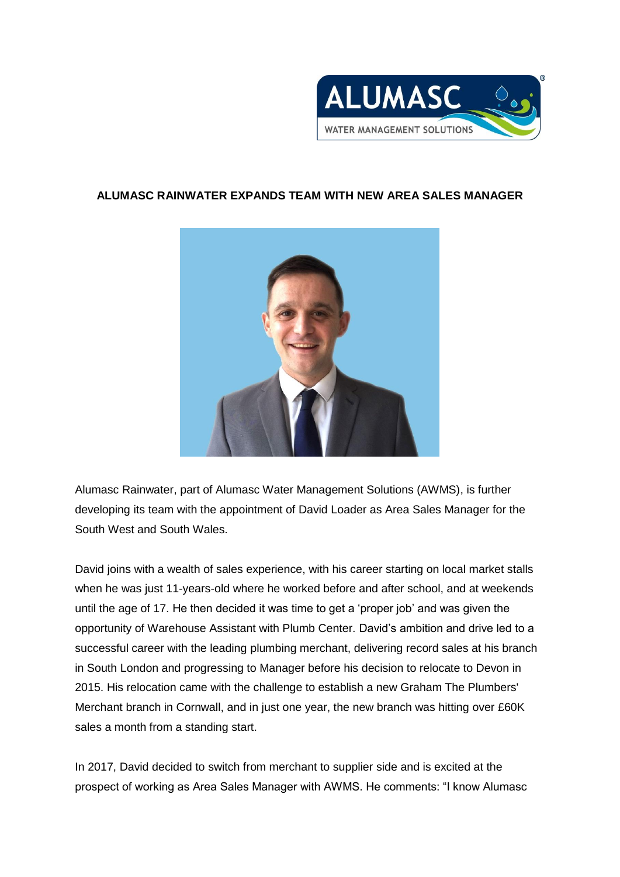## ALUMASC RAINWATER EXPANDS TEAM WITH NEW AREA SALES MANAGER

Alumasc Rainwater, part of Alumasc Water Management Solutions (AWMS), is further developing its team with the appointment of David Loader as Area Sales Manager for the South West and South Wales.

David joins with a wealth of sales experience, with his career starting on local market stalls when he was just 11-years-old where he worked before and after school, and at weekends until the age of 17. He then decided it was time to get a 'proper job' and was given the opportunity of Warehouse Assistant with Plumb Center. David's ambition and drive led to a successful career with the leading plumbing merchant, delivering record sales at his branch in South London and progressing to Manager before his decision to relocate to Devon in 2015. His relocation came with the challenge to establish a new Graham The Plumbers' Merchant branch in Cornwall, and in just one year, the new branch was hitting over £60K sales a month from a standing start.

In 2017, David decided to switch from merchant to supplier side and is excited at the prospect of working as Area Sales Manager with AWMS. He comments: "I know Alumasc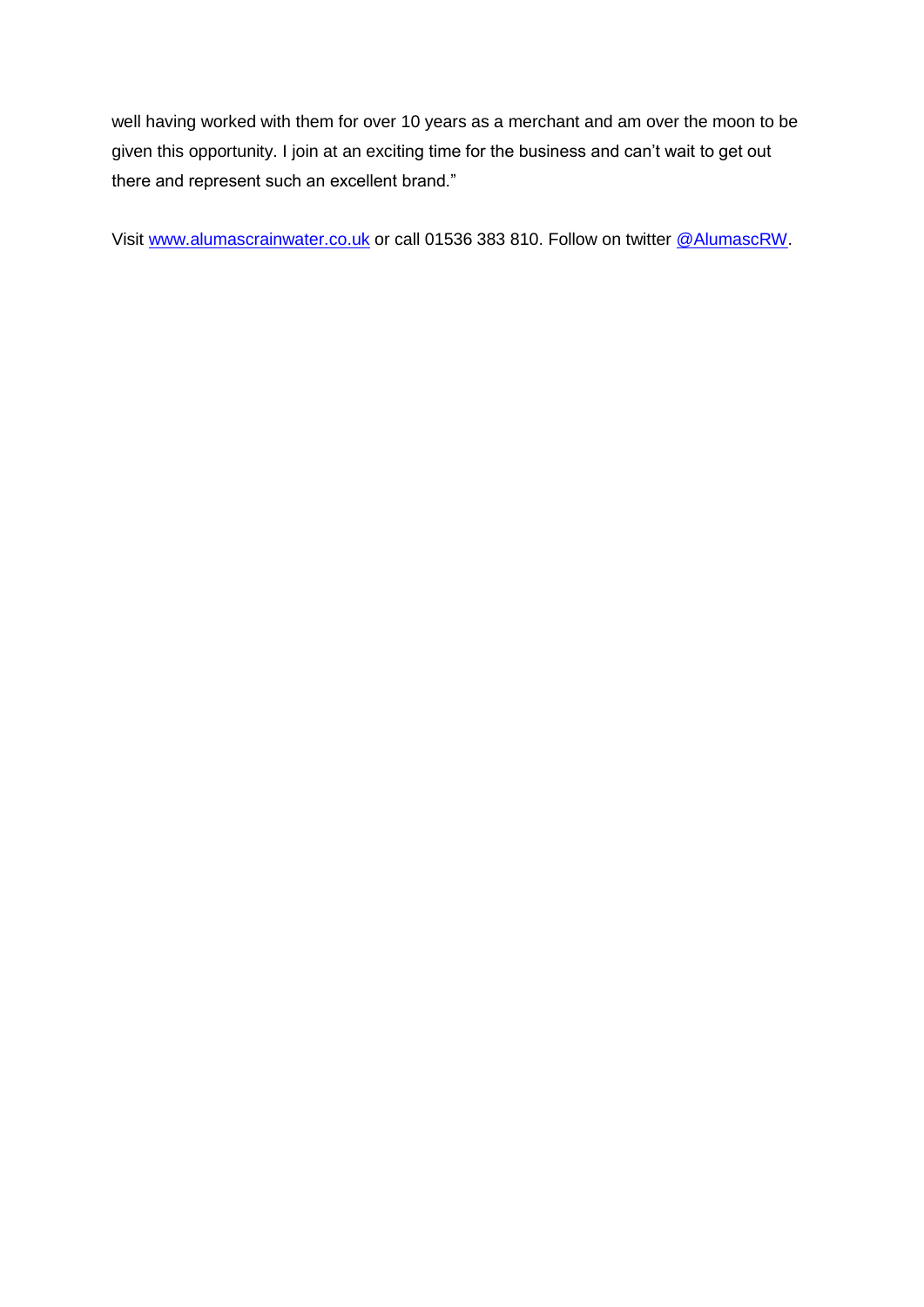well having worked with them for over 10 years as a merchant and am over the moon to be given this opportunity. I join at an exciting time for the business and can't wait to get out there and represent such an excellent brand."

Visit [www.alumascrainwater.co.uk](http://www.alumascrainwater.co.uk) or call 01536 383 810. Follow on twitter [@AlumascRW](https://twitter.com/AlumascRW).